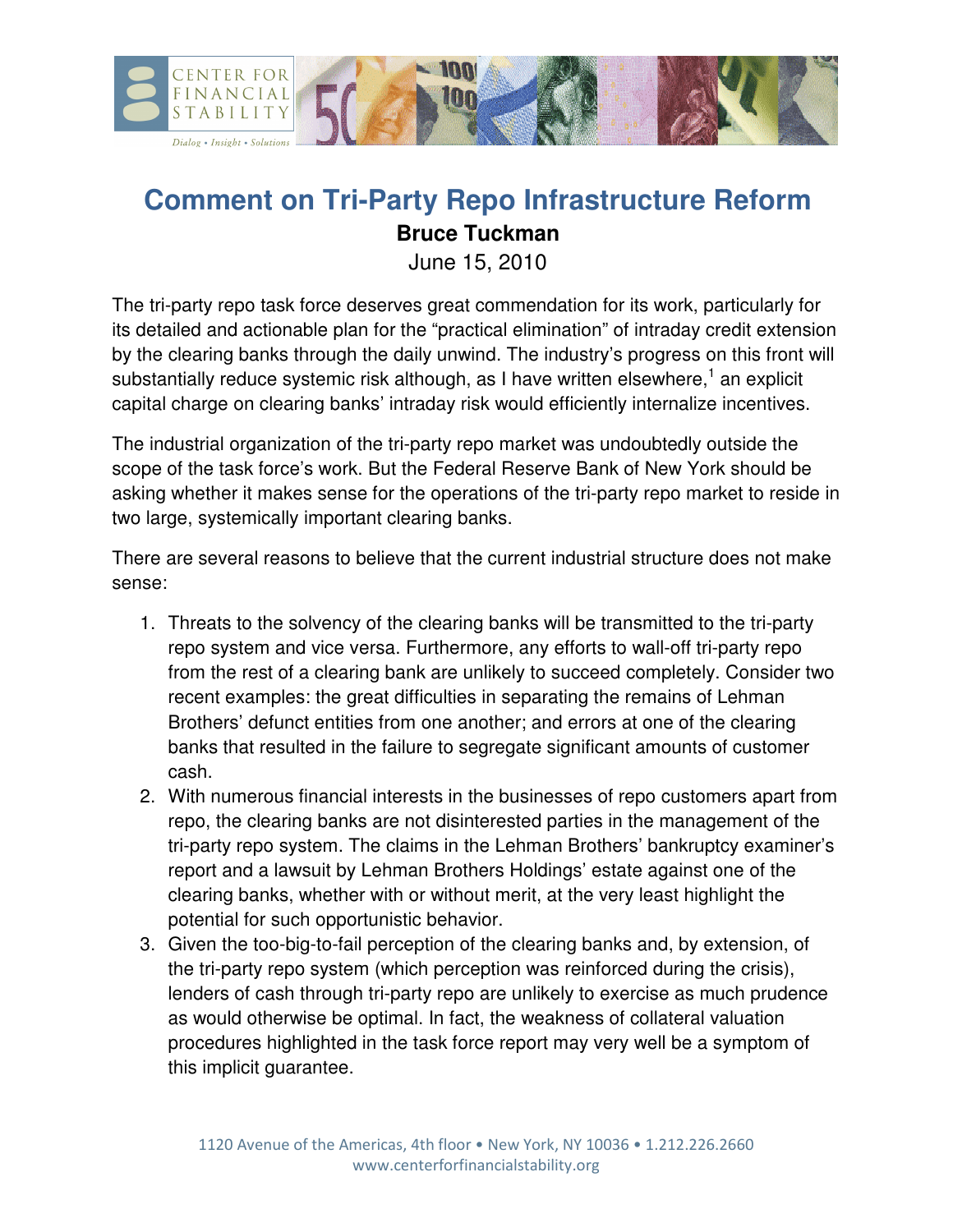# Comment on Tri-Party Repo Infrastructure Reform

**Bruce Tuckman**

June 15, 2010

The tri-party repo task force deserves great commendation for its work, particularly for its detailed and actionable plan for the "practical elimination" of intraday credit extension by the clearing banks through the daily unwind. The industry's progress on this front will substantially reduce systemic risk although, as I have written elsewhere,[1] an explicit capital charge on clearing banks' intraday risk would efficiently internalize incentives.

The industrial organization of the tri-party repo market was undoubtedly outside the scope of the task force's work. But the Federal Reserve Bank of New York should be asking whether it makes sense for the operations of the tri-party repo market to reside in two large, systemically important clearing banks.

There are several reasons to believe that the current industrial structure does not make sense:

1. Threats to the solvency of the clearing banks will be transmitted to the tri-party repo system and vice versa. Furthermore, any efforts to wall-off tri-party repo from the rest of a clearing bank are unlikely to succeed completely. Consider two recent examples: the great difficulties in separating the remains of Lehman Brothers' defunct entities from one another; and errors at one of the clearing banks that resulted in the failure to segregate significant amounts of customer cash.
2. With numerous financial interests in the businesses of repo customers apart from repo, the clearing banks are not disinterested parties in the management of the tri-party repo system. The claims in the Lehman Brothers' bankruptcy examiner's report and a lawsuit by Lehman Brothers Holdings' estate against one of the clearing banks, whether with or without merit, at the very least highlight the potential for such opportunistic behavior.
3. Given the too-big-to-fail perception of the clearing banks and, by extension, of the tri-party repo system (which perception was reinforced during the crisis), lenders of cash through tri-party repo are unlikely to exercise as much prudence as would otherwise be optimal. In fact, the weakness of collateral valuation procedures highlighted in the task force report may very well be a symptom of this implicit guarantee.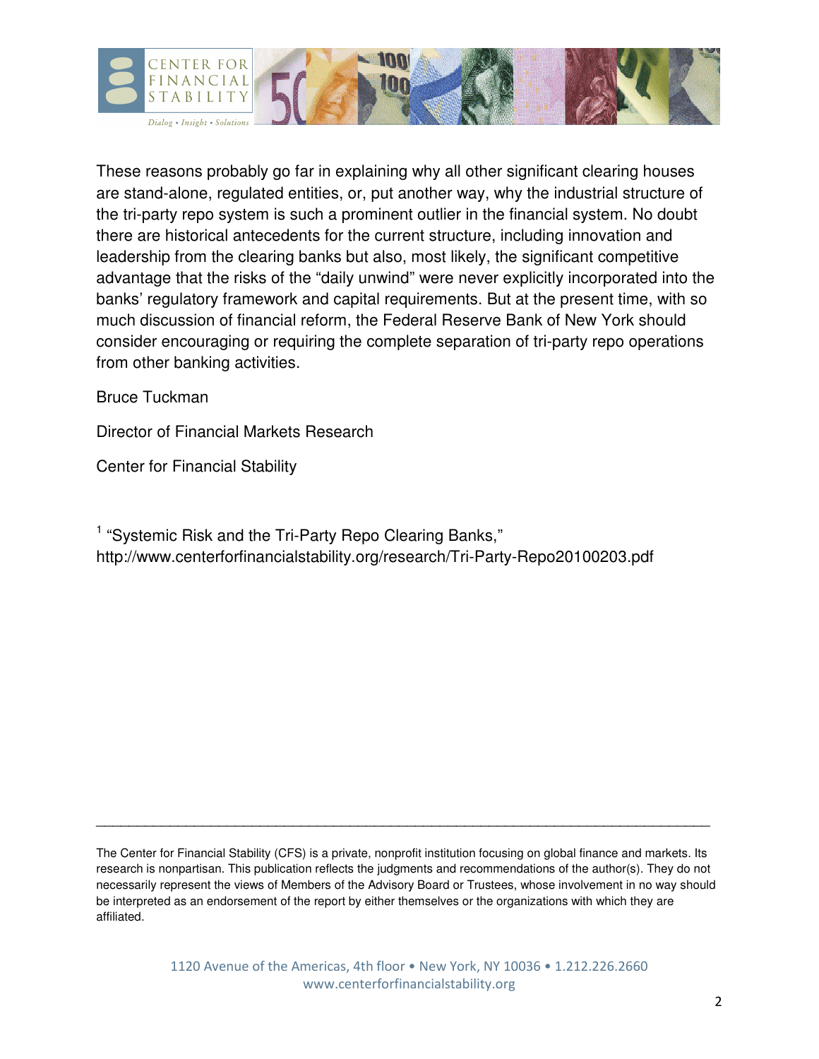These reasons probably go far in explaining why all other significant clearing houses are stand-alone, regulated entities, or, put another way, why the industrial structure of the tri-party repo system is such a prominent outlier in the financial system. No doubt there are historical antecedents for the current structure, including innovation and leadership from the clearing banks but also, most likely, the significant competitive advantage that the risks of the "daily unwind" were never explicitly incorporated into the banks' regulatory framework and capital requirements. But at the present time, with so much discussion of financial reform, the Federal Reserve Bank of New York should consider encouraging or requiring the complete separation of tri-party repo operations from other banking activities.

Bruce Tuckman

Director of Financial Markets Research

Center for Financial Stability

[1] "Systemic Risk and the Tri-Party Repo Clearing Banks," http://www.centerforfinancialstability.org/research/Tri-Party-Repo20100203.pdf

---

The Center for Financial Stability (CFS) is a private, nonprofit institution focusing on global finance and markets. Its research is nonpartisan. This publication reflects the judgments and recommendations of the author(s). They do not necessarily represent the views of Members of the Advisory Board or Trustees, whose involvement in no way should be interpreted as an endorsement of the report by either themselves or the organizations with which they are affiliated.